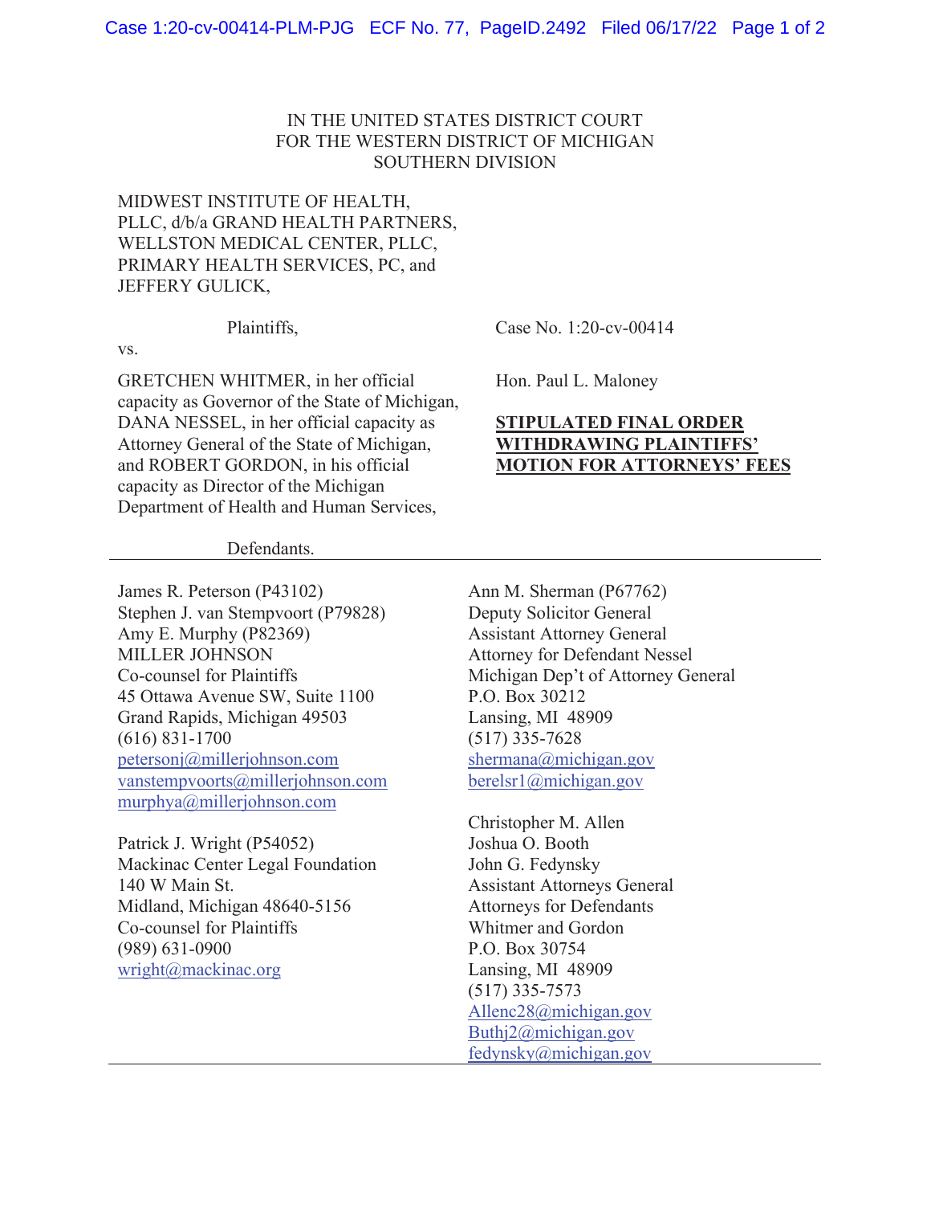IN THE UNITED STATES DISTRICT COURT
FOR THE WESTERN DISTRICT OF MICHIGAN
SOUTHERN DIVISION

MIDWEST INSTITUTE OF HEALTH, PLLC, d/b/a GRAND HEALTH PARTNERS, WELLSTON MEDICAL CENTER, PLLC, PRIMARY HEALTH SERVICES, PC, and JEFFERY GULICK,

Plaintiffs,

vs.

GRETCHEN WHITMER, in her official capacity as Governor of the State of Michigan, DANA NESSEL, in her official capacity as Attorney General of the State of Michigan, and ROBERT GORDON, in his official capacity as Director of the Michigan Department of Health and Human Services,

Defendants.

Case No. 1:20-cv-00414

Hon. Paul L. Maloney

**STIPULATED FINAL ORDER WITHDRAWING PLAINTIFFS' MOTION FOR ATTORNEYS' FEES**

---

James R. Peterson (P43102)
Stephen J. van Stempvoort (P79828)
Amy E. Murphy (P82369)
MILLER JOHNSON
Co-counsel for Plaintiffs
45 Ottawa Avenue SW, Suite 1100
Grand Rapids, Michigan 49503
(616) 831-1700
petersonj@millerjohnson.com
vanstempvoorts@millerjohnson.com
murphya@millerjohnson.com

Patrick J. Wright (P54052)
Mackinac Center Legal Foundation
140 W Main St.
Midland, Michigan 48640-5156
Co-counsel for Plaintiffs
(989) 631-0900
wright@mackinac.org

Ann M. Sherman (P67762)
Deputy Solicitor General
Assistant Attorney General
Attorney for Defendant Nessel
Michigan Dep't of Attorney General
P.O. Box 30212
Lansing, MI 48909
(517) 335-7628
shermana@michigan.gov
berelsr1@michigan.gov

Christopher M. Allen
Joshua O. Booth
John G. Fedynsky
Assistant Attorneys General
Attorneys for Defendants
Whitmer and Gordon
P.O. Box 30754
Lansing, MI 48909
(517) 335-7573
Allenc28@michigan.gov
Buthj2@michigan.gov
fedynsky@michigan.gov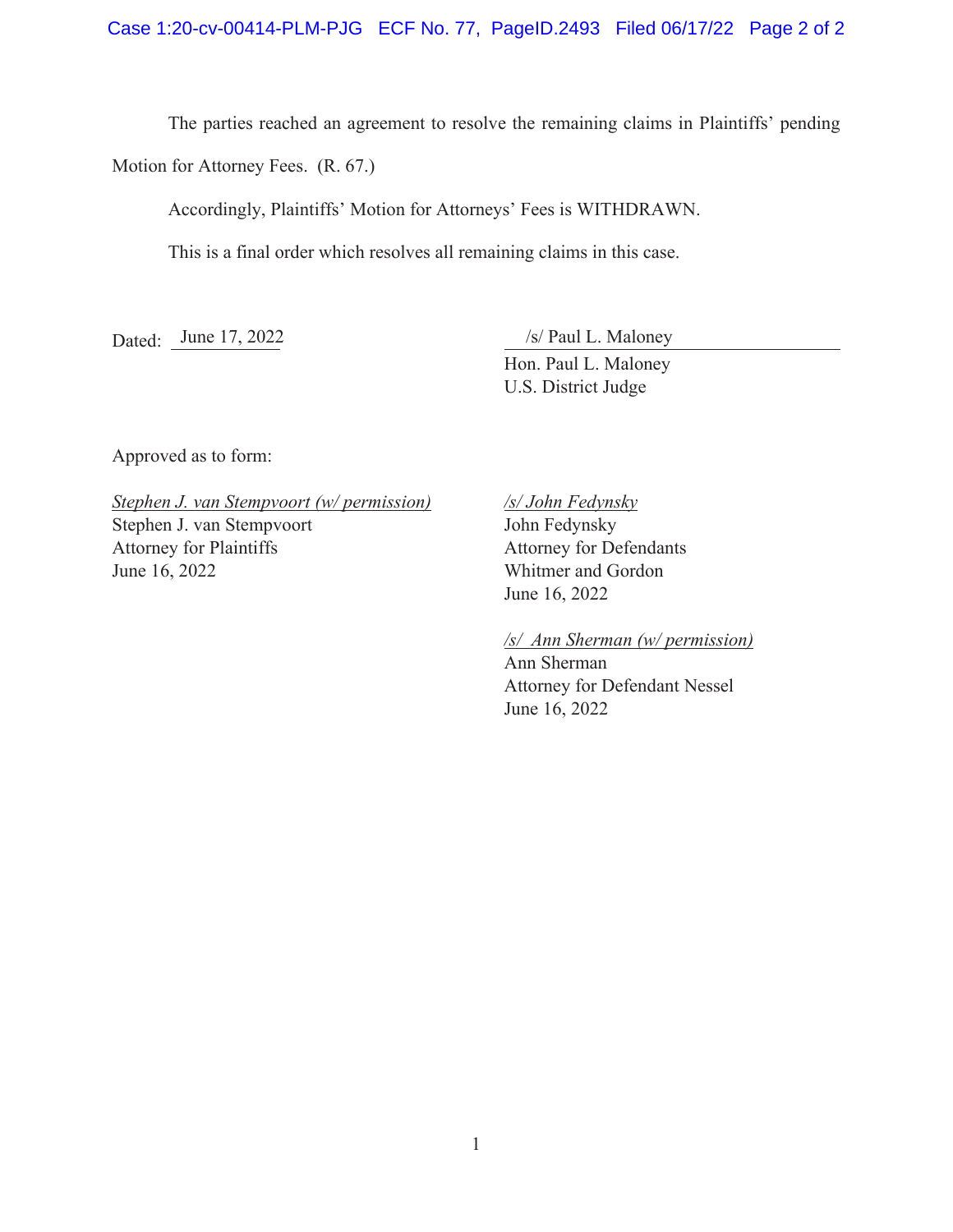The parties reached an agreement to resolve the remaining claims in Plaintiffs' pending Motion for Attorney Fees. (R. 67.)

Accordingly, Plaintiffs' Motion for Attorneys' Fees is WITHDRAWN.

This is a final order which resolves all remaining claims in this case.

Dated: June 17, 2022

/s/ Paul L. Maloney
Hon. Paul L. Maloney
U.S. District Judge

Approved as to form:

*Stephen J. van Stempvoort (w/ permission)*
Stephen J. van Stempvoort
Attorney for Plaintiffs
June 16, 2022

*/s/ John Fedynsky*
John Fedynsky
Attorney for Defendants
Whitmer and Gordon
June 16, 2022

*/s/ Ann Sherman (w/ permission)*
Ann Sherman
Attorney for Defendant Nessel
June 16, 2022